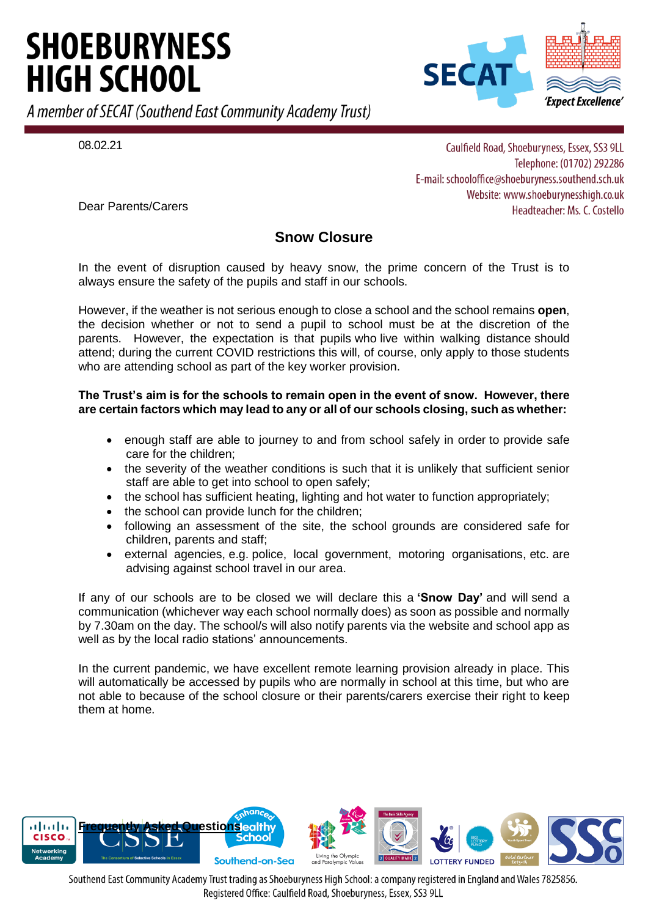# SHOEBURYNESS HIGH SCHOOL

*A member of SECAT (Southend East Community Academy Trust)*

'Expect Excellence'

08.02.21

Caulfield Road, Shoeburyness, Essex, SS3 9LL
Telephone: (01702) 292286
E-mail: schooloffice@shoeburyness.southend.sch.uk
Website: www.shoeburynesshigh.co.uk
Headteacher: Ms. C. Costello

Dear Parents/Carers

## Snow Closure

In the event of disruption caused by heavy snow, the prime concern of the Trust is to always ensure the safety of the pupils and staff in our schools.

However, if the weather is not serious enough to close a school and the school remains **open**, the decision whether or not to send a pupil to school must be at the discretion of the parents. However, the expectation is that pupils who live within walking distance should attend; during the current COVID restrictions this will, of course, only apply to those students who are attending school as part of the key worker provision.

**The Trust's aim is for the schools to remain open in the event of snow. However, there are certain factors which may lead to any or all of our schools closing, such as whether:**

- enough staff are able to journey to and from school safely in order to provide safe care for the children;
- the severity of the weather conditions is such that it is unlikely that sufficient senior staff are able to get into school to open safely;
- the school has sufficient heating, lighting and hot water to function appropriately;
- the school can provide lunch for the children;
- following an assessment of the site, the school grounds are considered safe for children, parents and staff;
- external agencies, e.g. police, local government, motoring organisations, etc. are advising against school travel in our area.

If any of our schools are to be closed we will declare this a **'Snow Day'** and will send a communication (whichever way each school normally does) as soon as possible and normally by 7.30am on the day. The school/s will also notify parents via the website and school app as well as by the local radio stations' announcements.

In the current pandemic, we have excellent remote learning provision already in place. This will automatically be accessed by pupils who are normally in school at this time, but who are not able to because of the school closure or their parents/carers exercise their right to keep them at home.

**Frequently Asked Questions**

Southend East Community Academy Trust trading as Shoeburyness High School: a company registered in England and Wales 7825856.
Registered Office: Caulfield Road, Shoeburyness, Essex, SS3 9LL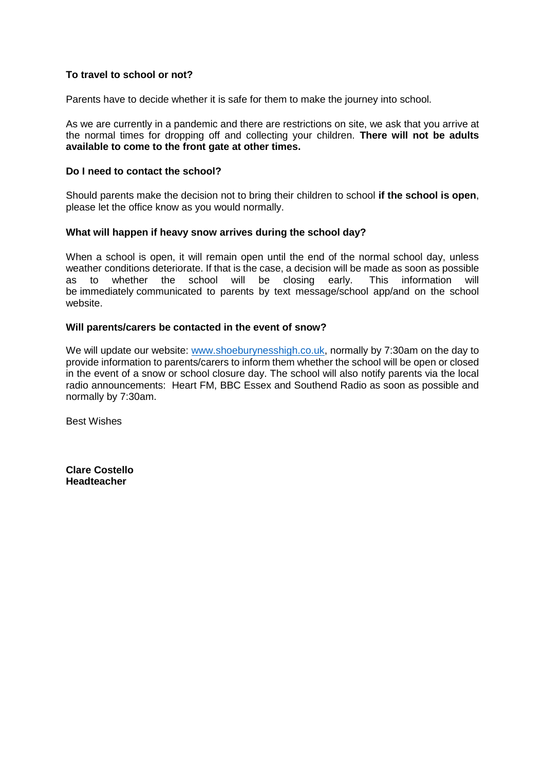**To travel to school or not?**

Parents have to decide whether it is safe for them to make the journey into school.

As we are currently in a pandemic and there are restrictions on site, we ask that you arrive at the normal times for dropping off and collecting your children. **There will not be adults available to come to the front gate at other times.**

**Do I need to contact the school?**

Should parents make the decision not to bring their children to school **if the school is open**, please let the office know as you would normally.

**What will happen if heavy snow arrives during the school day?**

When a school is open, it will remain open until the end of the normal school day, unless weather conditions deteriorate. If that is the case, a decision will be made as soon as possible as to whether the school will be closing early. This information will be immediately communicated to parents by text message/school app/and on the school website.

**Will parents/carers be contacted in the event of snow?**

We will update our website: [www.shoeburynesshigh.co.uk](http://www.shoeburynesshigh.co.uk), normally by 7:30am on the day to provide information to parents/carers to inform them whether the school will be open or closed in the event of a snow or school closure day. The school will also notify parents via the local radio announcements: Heart FM, BBC Essex and Southend Radio as soon as possible and normally by 7:30am.

Best Wishes

**Clare Costello**
**Headteacher**